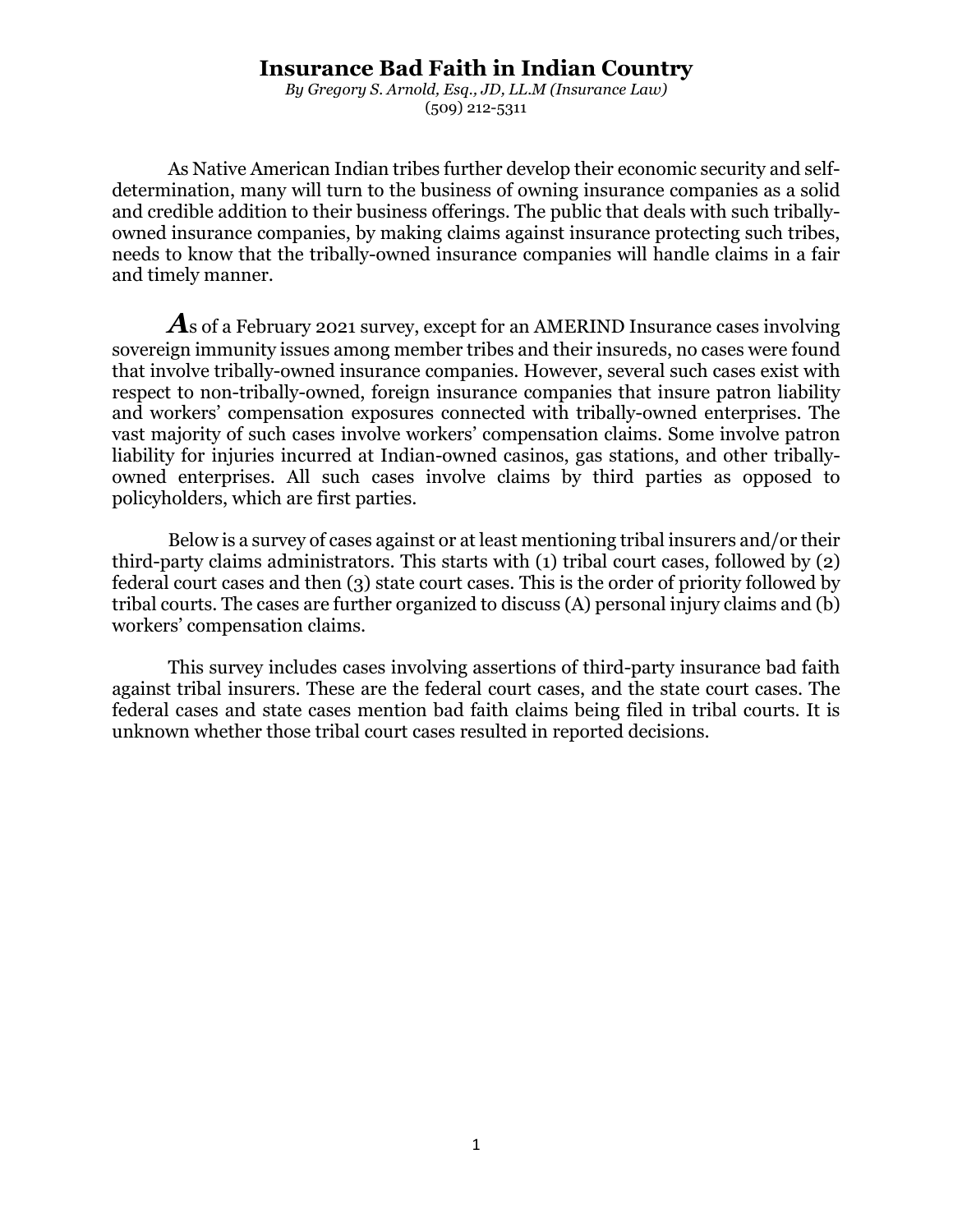# Insurance Bad Faith in Indian Country

*By Gregory S. Arnold, Esq., JD, LL.M (Insurance Law)*
(509) 212-5311

As Native American Indian tribes further develop their economic security and self-determination, many will turn to the business of owning insurance companies as a solid and credible addition to their business offerings. The public that deals with such tribally-owned insurance companies, by making claims against insurance protecting such tribes, needs to know that the tribally-owned insurance companies will handle claims in a fair and timely manner.

***A***s of a February 2021 survey, except for an AMERIND Insurance cases involving sovereign immunity issues among member tribes and their insureds, no cases were found that involve tribally-owned insurance companies. However, several such cases exist with respect to non-tribally-owned, foreign insurance companies that insure patron liability and workers' compensation exposures connected with tribally-owned enterprises. The vast majority of such cases involve workers' compensation claims. Some involve patron liability for injuries incurred at Indian-owned casinos, gas stations, and other tribally-owned enterprises. All such cases involve claims by third parties as opposed to policyholders, which are first parties.

Below is a survey of cases against or at least mentioning tribal insurers and/or their third-party claims administrators. This starts with (1) tribal court cases, followed by (2) federal court cases and then (3) state court cases. This is the order of priority followed by tribal courts. The cases are further organized to discuss (A) personal injury claims and (b) workers' compensation claims.

This survey includes cases involving assertions of third-party insurance bad faith against tribal insurers. These are the federal court cases, and the state court cases. The federal cases and state cases mention bad faith claims being filed in tribal courts. It is unknown whether those tribal court cases resulted in reported decisions.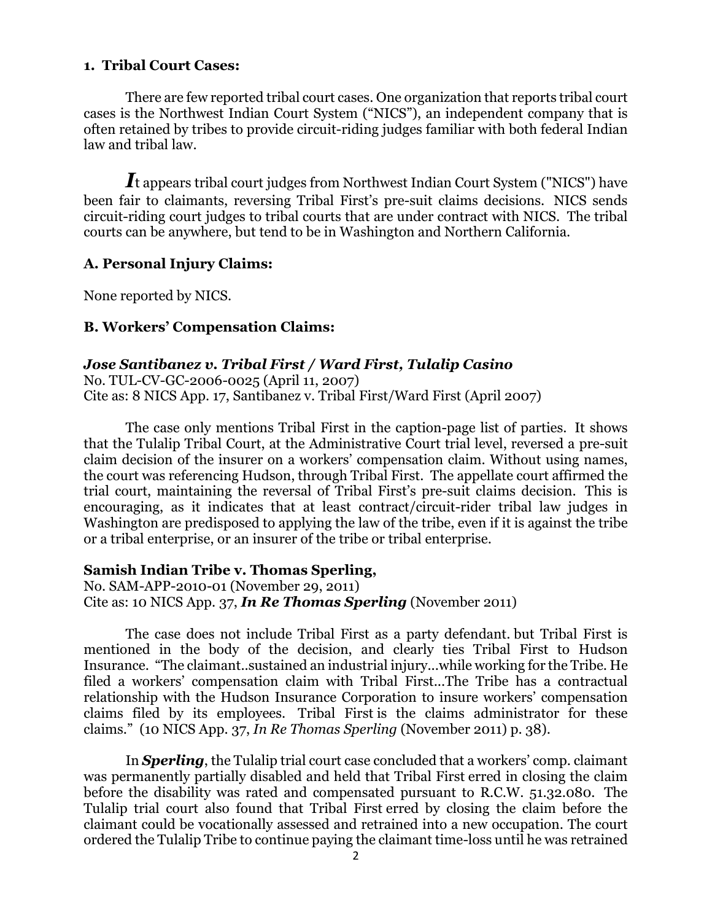## 1. Tribal Court Cases:

There are few reported tribal court cases. One organization that reports tribal court cases is the Northwest Indian Court System ("NICS"), an independent company that is often retained by tribes to provide circuit-riding judges familiar with both federal Indian law and tribal law.

***I***t appears tribal court judges from Northwest Indian Court System ("NICS") have been fair to claimants, reversing Tribal First's pre-suit claims decisions. NICS sends circuit-riding court judges to tribal courts that are under contract with NICS. The tribal courts can be anywhere, but tend to be in Washington and Northern California.

### A. Personal Injury Claims:

None reported by NICS.

### B. Workers' Compensation Claims:

***Jose Santibanez v. Tribal First / Ward First, Tulalip Casino***
No. TUL-CV-GC-2006-0025 (April 11, 2007)
Cite as: 8 NICS App. 17, Santibanez v. Tribal First/Ward First (April 2007)

The case only mentions Tribal First in the caption-page list of parties. It shows that the Tulalip Tribal Court, at the Administrative Court trial level, reversed a pre-suit claim decision of the insurer on a workers' compensation claim. Without using names, the court was referencing Hudson, through Tribal First. The appellate court affirmed the trial court, maintaining the reversal of Tribal First's pre-suit claims decision. This is encouraging, as it indicates that at least contract/circuit-rider tribal law judges in Washington are predisposed to applying the law of the tribe, even if it is against the tribe or a tribal enterprise, or an insurer of the tribe or tribal enterprise.

**Samish Indian Tribe v. Thomas Sperling,**
No. SAM-APP-2010-01 (November 29, 2011)
Cite as: 10 NICS App. 37, ***In Re Thomas Sperling*** (November 2011)

The case does not include Tribal First as a party defendant. but Tribal First is mentioned in the body of the decision, and clearly ties Tribal First to Hudson Insurance. "The claimant..sustained an industrial injury...while working for the Tribe. He filed a workers' compensation claim with Tribal First...The Tribe has a contractual relationship with the Hudson Insurance Corporation to insure workers' compensation claims filed by its employees. Tribal First is the claims administrator for these claims." (10 NICS App. 37, *In Re Thomas Sperling* (November 2011) p. 38).

In ***Sperling***, the Tulalip trial court case concluded that a workers' comp. claimant was permanently partially disabled and held that Tribal First erred in closing the claim before the disability was rated and compensated pursuant to R.C.W. 51.32.080. The Tulalip trial court also found that Tribal First erred by closing the claim before the claimant could be vocationally assessed and retrained into a new occupation. The court ordered the Tulalip Tribe to continue paying the claimant time-loss until he was retrained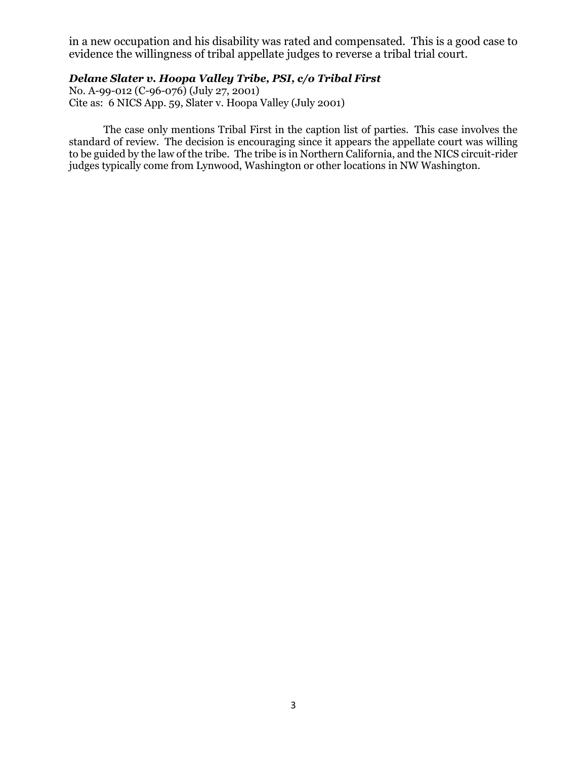in a new occupation and his disability was rated and compensated. This is a good case to evidence the willingness of tribal appellate judges to reverse a tribal trial court.

***Delane Slater v. Hoopa Valley Tribe, PSI, c/o Tribal First***

No. A-99-012 (C-96-076) (July 27, 2001)
Cite as: 6 NICS App. 59, Slater v. Hoopa Valley (July 2001)

The case only mentions Tribal First in the caption list of parties. This case involves the standard of review. The decision is encouraging since it appears the appellate court was willing to be guided by the law of the tribe. The tribe is in Northern California, and the NICS circuit-rider judges typically come from Lynwood, Washington or other locations in NW Washington.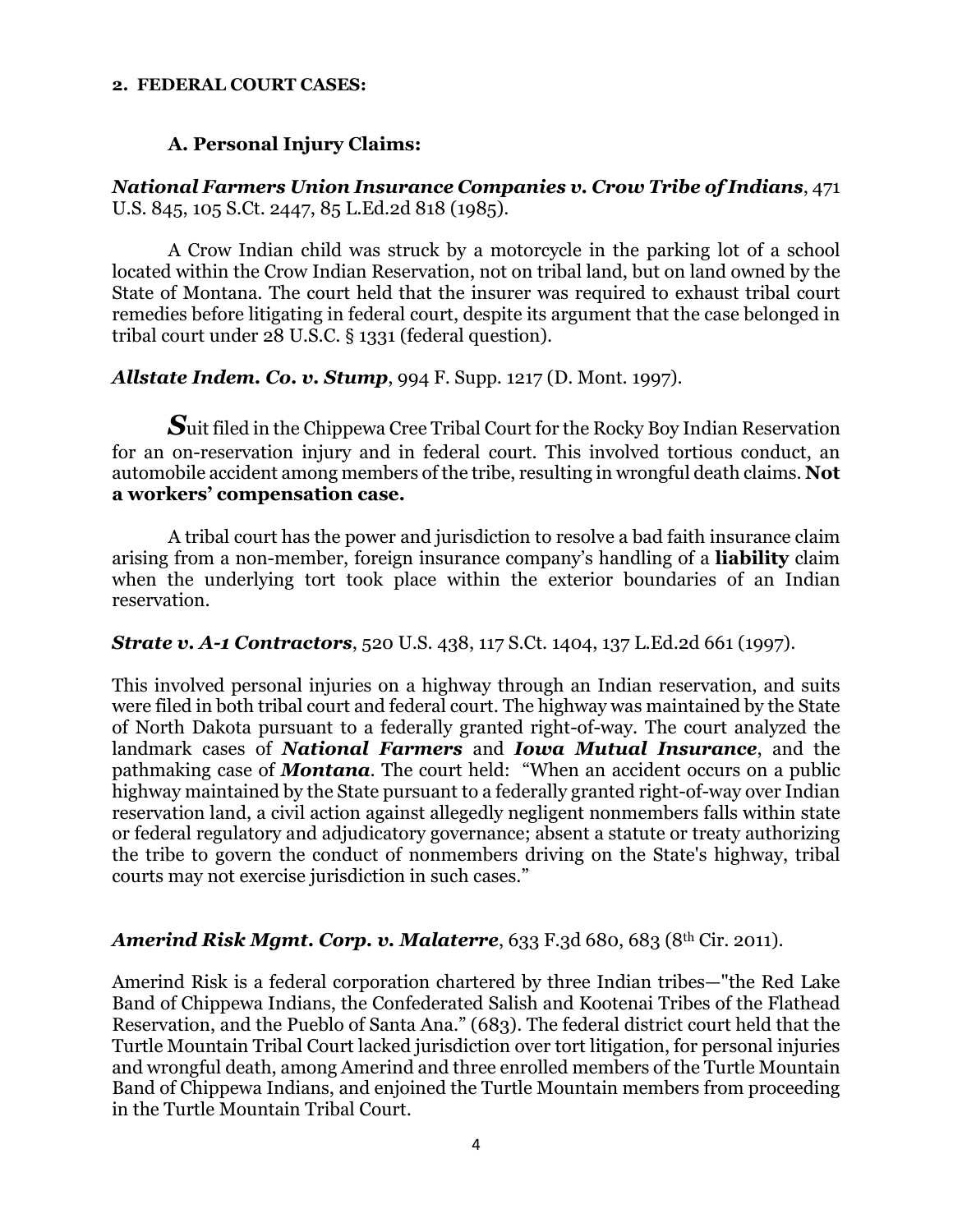**2. FEDERAL COURT CASES:**

### A. Personal Injury Claims:

***National Farmers Union Insurance Companies v. Crow Tribe of Indians***, 471 U.S. 845, 105 S.Ct. 2447, 85 L.Ed.2d 818 (1985).

A Crow Indian child was struck by a motorcycle in the parking lot of a school located within the Crow Indian Reservation, not on tribal land, but on land owned by the State of Montana. The court held that the insurer was required to exhaust tribal court remedies before litigating in federal court, despite its argument that the case belonged in tribal court under 28 U.S.C. § 1331 (federal question).

***Allstate Indem. Co. v. Stump***, 994 F. Supp. 1217 (D. Mont. 1997).

***S***uit filed in the Chippewa Cree Tribal Court for the Rocky Boy Indian Reservation for an on-reservation injury and in federal court. This involved tortious conduct, an automobile accident among members of the tribe, resulting in wrongful death claims. **Not a workers' compensation case.**

A tribal court has the power and jurisdiction to resolve a bad faith insurance claim arising from a non-member, foreign insurance company's handling of a **liability** claim when the underlying tort took place within the exterior boundaries of an Indian reservation.

***Strate v. A-1 Contractors***, 520 U.S. 438, 117 S.Ct. 1404, 137 L.Ed.2d 661 (1997).

This involved personal injuries on a highway through an Indian reservation, and suits were filed in both tribal court and federal court. The highway was maintained by the State of North Dakota pursuant to a federally granted right-of-way. The court analyzed the landmark cases of ***National Farmers*** and ***Iowa Mutual Insurance***, and the pathmaking case of ***Montana***. The court held: "When an accident occurs on a public highway maintained by the State pursuant to a federally granted right-of-way over Indian reservation land, a civil action against allegedly negligent nonmembers falls within state or federal regulatory and adjudicatory governance; absent a statute or treaty authorizing the tribe to govern the conduct of nonmembers driving on the State's highway, tribal courts may not exercise jurisdiction in such cases."

***Amerind Risk Mgmt. Corp. v. Malaterre***, 633 F.3d 680, 683 (8th Cir. 2011).

Amerind Risk is a federal corporation chartered by three Indian tribes—"the Red Lake Band of Chippewa Indians, the Confederated Salish and Kootenai Tribes of the Flathead Reservation, and the Pueblo of Santa Ana." (683). The federal district court held that the Turtle Mountain Tribal Court lacked jurisdiction over tort litigation, for personal injuries and wrongful death, among Amerind and three enrolled members of the Turtle Mountain Band of Chippewa Indians, and enjoined the Turtle Mountain members from proceeding in the Turtle Mountain Tribal Court.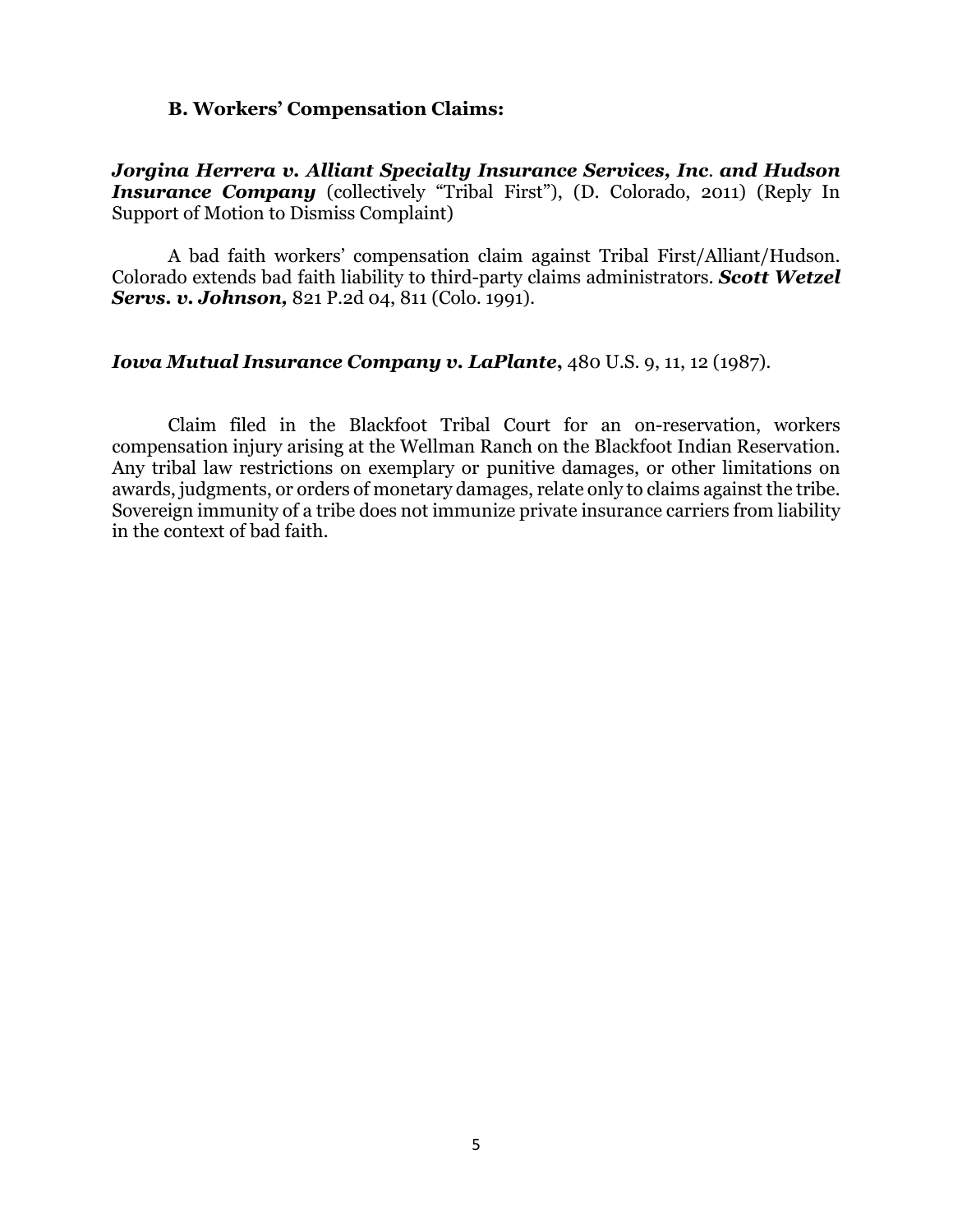### B. Workers' Compensation Claims:

***Jorgina Herrera v. Alliant Specialty Insurance Services, Inc. and Hudson Insurance Company*** (collectively "Tribal First"), (D. Colorado, 2011) (Reply In Support of Motion to Dismiss Complaint)

A bad faith workers' compensation claim against Tribal First/Alliant/Hudson. Colorado extends bad faith liability to third-party claims administrators. ***Scott Wetzel Servs. v. Johnson,*** 821 P.2d 04, 811 (Colo. 1991).

***Iowa Mutual Insurance Company v. LaPlante***, 480 U.S. 9, 11, 12 (1987).

Claim filed in the Blackfoot Tribal Court for an on-reservation, workers compensation injury arising at the Wellman Ranch on the Blackfoot Indian Reservation. Any tribal law restrictions on exemplary or punitive damages, or other limitations on awards, judgments, or orders of monetary damages, relate only to claims against the tribe. Sovereign immunity of a tribe does not immunize private insurance carriers from liability in the context of bad faith.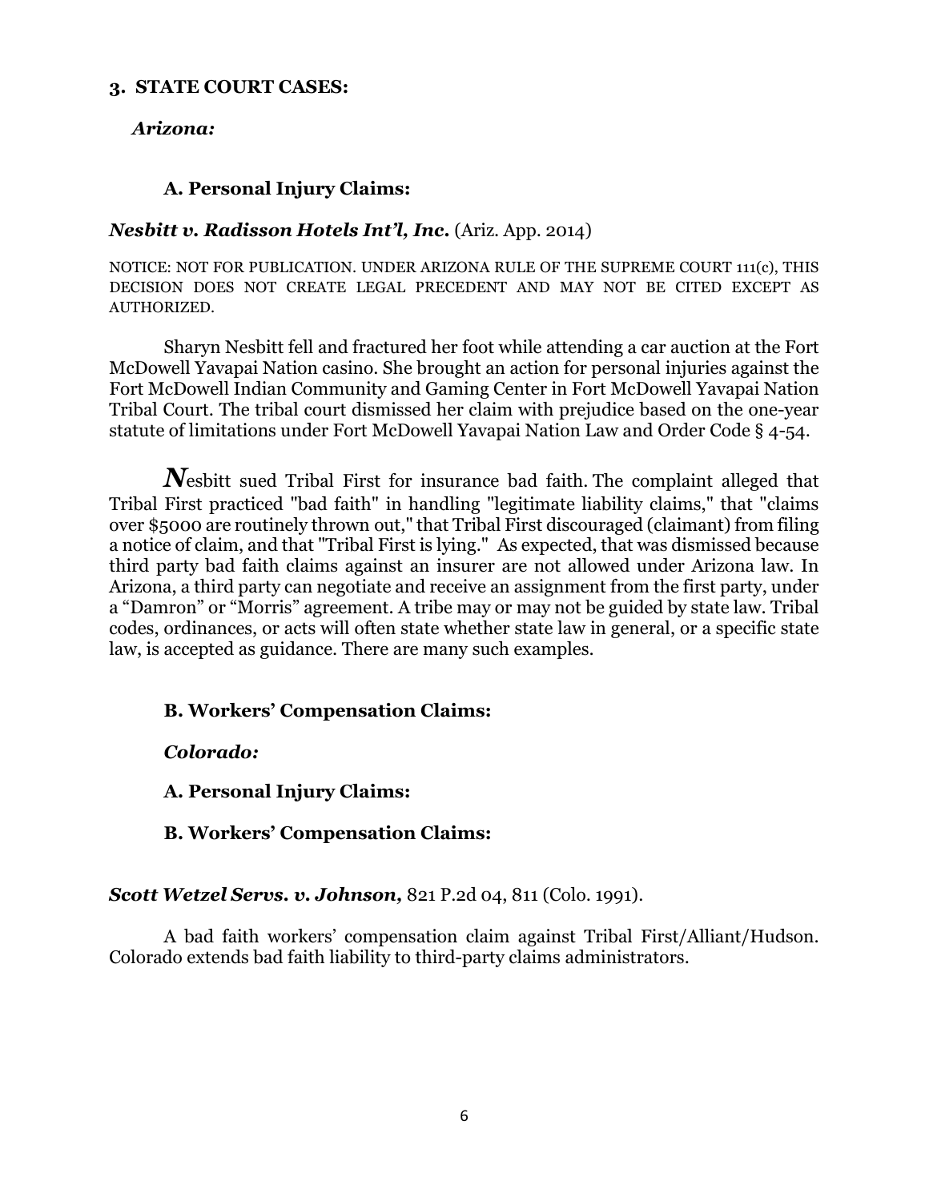### 3. STATE COURT CASES:

***Arizona:***

#### A. Personal Injury Claims:

***Nesbitt v. Radisson Hotels Int'l, Inc.*** (Ariz. App. 2014)

NOTICE: NOT FOR PUBLICATION. UNDER ARIZONA RULE OF THE SUPREME COURT 111(c), THIS DECISION DOES NOT CREATE LEGAL PRECEDENT AND MAY NOT BE CITED EXCEPT AS AUTHORIZED.

Sharyn Nesbitt fell and fractured her foot while attending a car auction at the Fort McDowell Yavapai Nation casino. She brought an action for personal injuries against the Fort McDowell Indian Community and Gaming Center in Fort McDowell Yavapai Nation Tribal Court. The tribal court dismissed her claim with prejudice based on the one-year statute of limitations under Fort McDowell Yavapai Nation Law and Order Code § 4-54.

Nesbitt sued Tribal First for insurance bad faith. The complaint alleged that Tribal First practiced "bad faith" in handling "legitimate liability claims," that "claims over $5000 are routinely thrown out," that Tribal First discouraged (claimant) from filing a notice of claim, and that "Tribal First is lying." As expected, that was dismissed because third party bad faith claims against an insurer are not allowed under Arizona law. In Arizona, a third party can negotiate and receive an assignment from the first party, under a "Damron" or "Morris" agreement. A tribe may or may not be guided by state law. Tribal codes, ordinances, or acts will often state whether state law in general, or a specific state law, is accepted as guidance. There are many such examples.

#### B. Workers' Compensation Claims:

***Colorado:***

#### A. Personal Injury Claims:

#### B. Workers' Compensation Claims:

***Scott Wetzel Servs. v. Johnson,*** 821 P.2d 04, 811 (Colo. 1991).

A bad faith workers' compensation claim against Tribal First/Alliant/Hudson. Colorado extends bad faith liability to third-party claims administrators.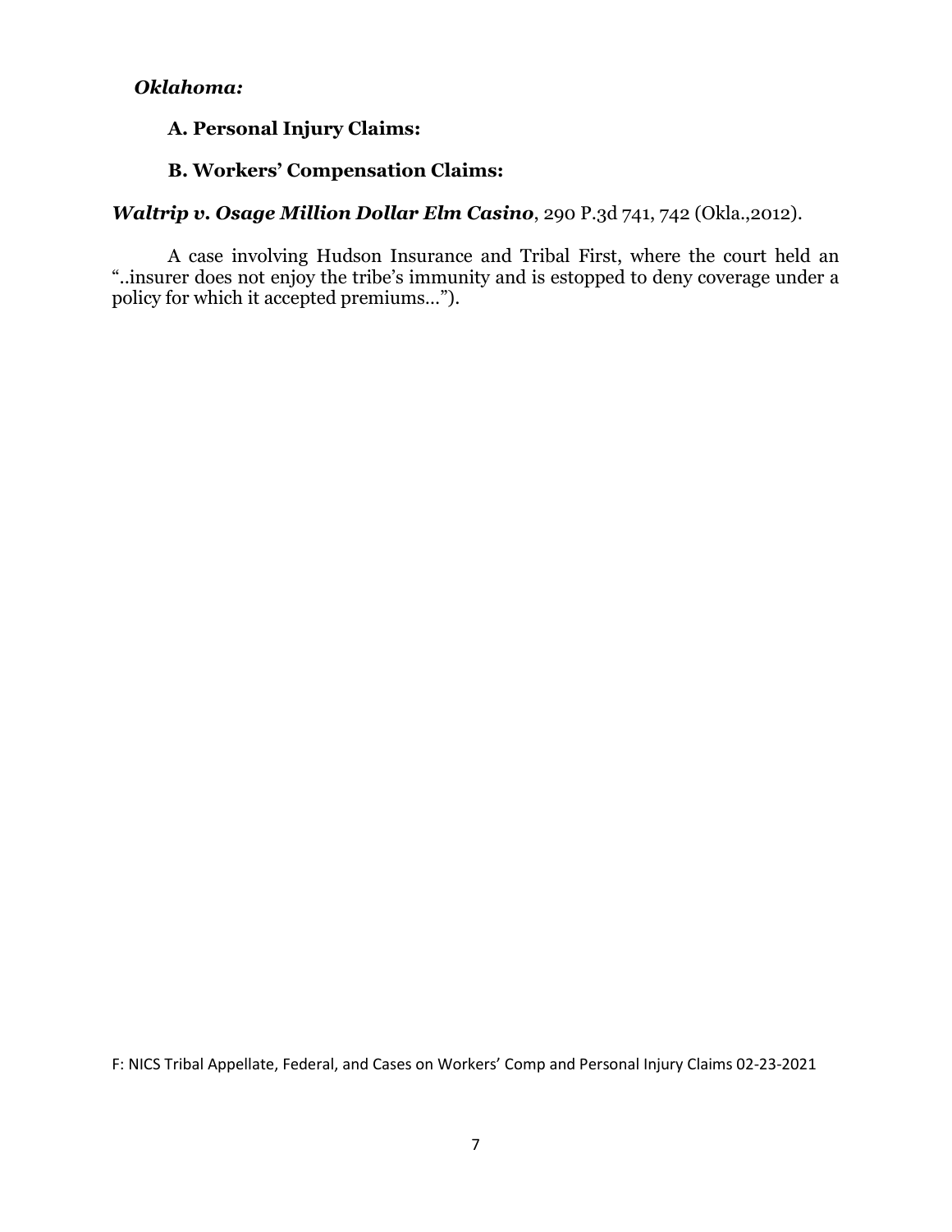***Oklahoma:***

**A. Personal Injury Claims:**

**B. Workers' Compensation Claims:**

***Waltrip v. Osage Million Dollar Elm Casino***, 290 P.3d 741, 742 (Okla.,2012).

A case involving Hudson Insurance and Tribal First, where the court held an "..insurer does not enjoy the tribe's immunity and is estopped to deny coverage under a policy for which it accepted premiums…").

F: NICS Tribal Appellate, Federal, and Cases on Workers' Comp and Personal Injury Claims 02-23-2021